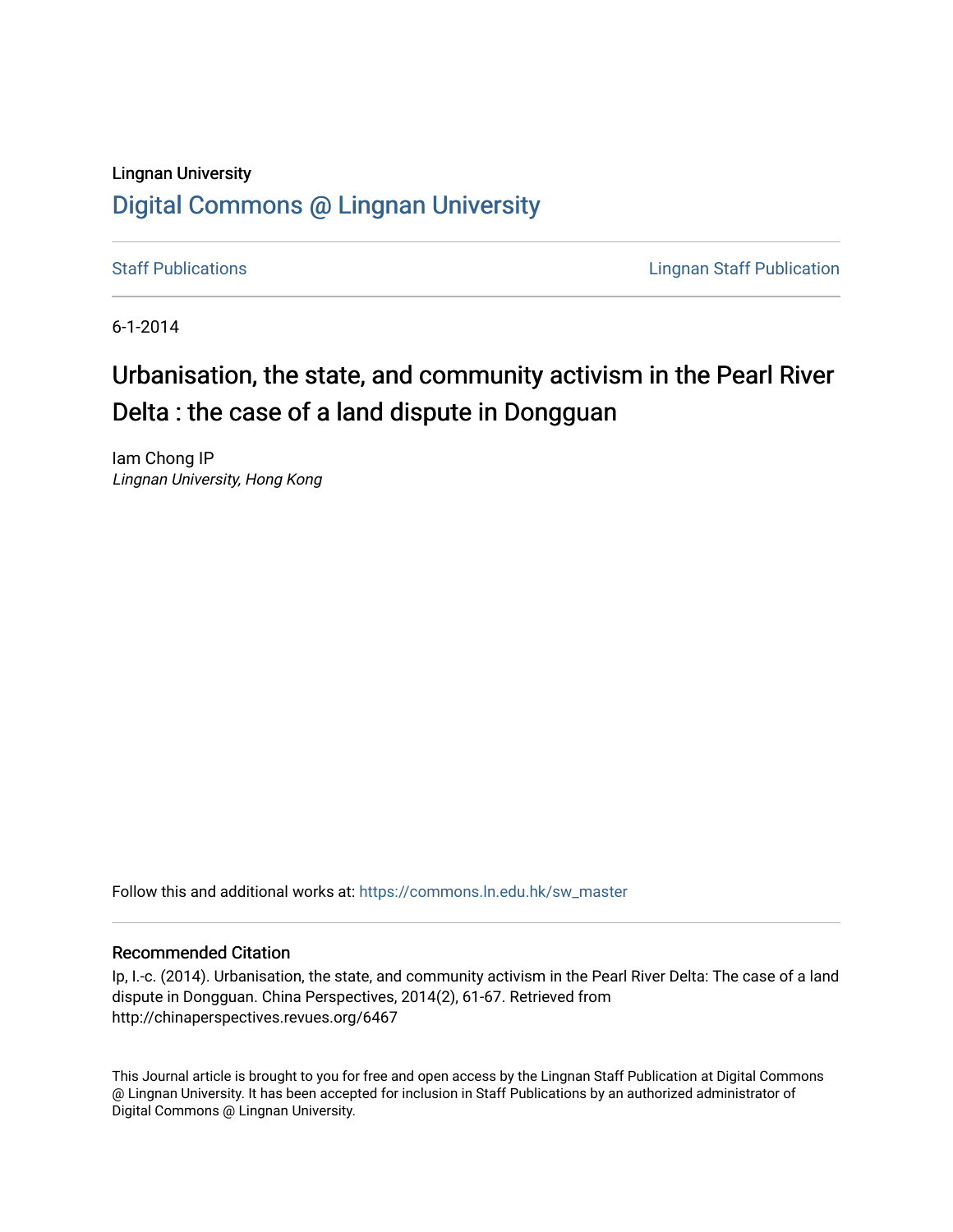Lingnan University

# Digital Commons @ Lingnan University

Staff Publications | Lingnan Staff Publication

6-1-2014

## Urbanisation, the state, and community activism in the Pearl River Delta : the case of a land dispute in Dongguan

Iam Chong IP
*Lingnan University, Hong Kong*

Follow this and additional works at: https://commons.ln.edu.hk/sw_master

### Recommended Citation

Ip, I.-c. (2014). Urbanisation, the state, and community activism in the Pearl River Delta: The case of a land dispute in Dongguan. China Perspectives, 2014(2), 61-67. Retrieved from http://chinaperspectives.revues.org/6467

This Journal article is brought to you for free and open access by the Lingnan Staff Publication at Digital Commons @ Lingnan University. It has been accepted for inclusion in Staff Publications by an authorized administrator of Digital Commons @ Lingnan University.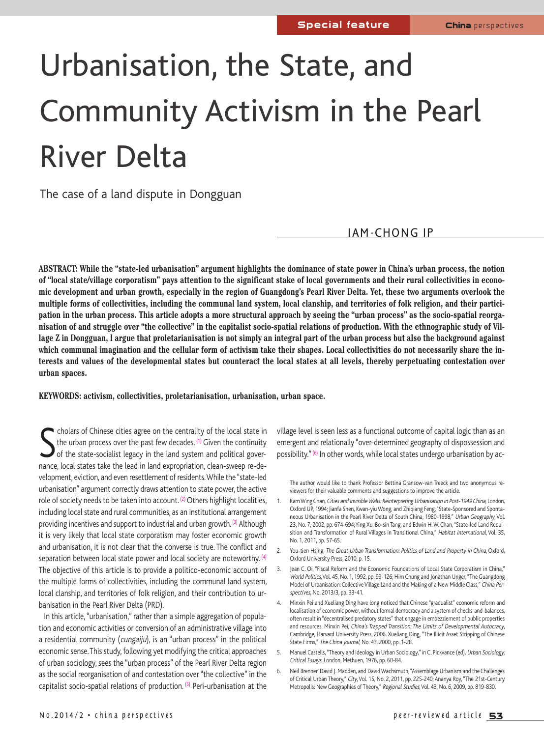# Urbanisation, the State, and Community Activism in the Pearl River Delta

The case of a land dispute in Dongguan

IAM-CHONG IP

**ABSTRACT: While the "state-led urbanisation" argument highlights the dominance of state power in China's urban process, the notion of "local state/village corporatism" pays attention to the significant stake of local governments and their rural collectivities in economic development and urban growth, especially in the region of Guangdong's Pearl River Delta. Yet, these two arguments overlook the multiple forms of collectivities, including the communal land system, local clanship, and territories of folk religion, and their participation in the urban process. This article adopts a more structural approach by seeing the "urban process" as the socio-spatial reorganisation of and struggle over "the collective" in the capitalist socio-spatial relations of production. With the ethnographic study of Village Z in Dongguan, I argue that proletarianisation is not simply an integral part of the urban process but also the background against which communal imagination and the cellular form of activism take their shapes. Local collectivities do not necessarily share the interests and values of the developmental states but counteract the local states at all levels, thereby perpetuating contestation over urban spaces.**

**KEYWORDS: activism, collectivities, proletarianisation, urbanisation, urban space.**

Scholars of Chinese cities agree on the centrality of the local state in the urban process over the past few decades.[1] Given the continuity of the state-socialist legacy in the land system and political governance, local states take the lead in land expropriation, clean-sweep re-development, eviction, and even resettlement of residents. While the "state-led urbanisation" argument correctly draws attention to state power, the active role of society needs to be taken into account.[2] Others highlight localities, including local state and rural communities, as an institutional arrangement providing incentives and support to industrial and urban growth.[3] Although it is very likely that local state corporatism may foster economic growth and urbanisation, it is not clear that the converse is true. The conflict and separation between local state power and local society are noteworthy.[4] The objective of this article is to provide a politico-economic account of the multiple forms of collectivities, including the communal land system, local clanship, and territories of folk religion, and their contribution to urbanisation in the Pearl River Delta (PRD).

In this article, "urbanisation," rather than a simple aggregation of population and economic activities or conversion of an administrative village into a residential community (*cungaiju*), is an "urban process" in the political economic sense. This study, following yet modifying the critical approaches of urban sociology, sees the "urban process" of the Pearl River Delta region as the social reorganisation of and contestation over "the collective" in the capitalist socio-spatial relations of production.[5] Peri-urbanisation at the village level is seen less as a functional outcome of capital logic than as an emergent and relationally "over-determined geography of dispossession and possibility."[6] In other words, while local states undergo urbanisation by ac-

The author would like to thank Professor Bettina Gransow-van Treeck and two anonymous reviewers for their valuable comments and suggestions to improve the article.

1. Kam Wing Chan, *Cities and Invisible Walls: Reinterpreting Urbanisation in Post-1949 China*, London, Oxford UP, 1994; Jianfa Shen, Kwan-yiu Wong, and Zhiqiang Feng, "State-Sponsored and Spontaneous Urbanisation in the Pearl River Delta of South China, 1980-1998," *Urban Geography*, Vol. 23, No. 7, 2002, pp. 674-694; Ying Xu, Bo-sin Tang, and Edwin H. W. Chan, "State-led Land Requisition and Transformation of Rural Villages in Transitional China," *Habitat International*, Vol. 35, No. 1, 2011, pp. 57-65.
2. You-tien Hsing, *The Great Urban Transformation: Politics of Land and Property in China*, Oxford, Oxford University Press, 2010, p. 15.
3. Jean C. Oi, "Fiscal Reform and the Economic Foundations of Local State Corporatism in China," *World Politics*, Vol. 45, No. 1, 1992, pp. 99-126; Him Chung and Jonathan Unger, "The Guangdong Model of Urbanisation: Collective Village Land and the Making of a New Middle Class," *China Perspectives*, No. 2013/3, pp. 33-41.
4. Minxin Pei and Xueliang Ding have long noticed that Chinese "gradualist" economic reform and localisation of economic power, without formal democracy and a system of checks-and-balances, often result in "decentralised predatory states" that engage in embezzlement of public properties and resources. Minxin Pei, *China's Trapped Transition: The Limits of Developmental Autocracy*, Cambridge, Harvard University Press, 2006. Xueliang Ding, "The Illicit Asset Stripping of Chinese State Firms," *The China Journal*, No. 43, 2000, pp. 1-28.
5. Manuel Castells, "Theory and Ideology in Urban Sociology," in C. Pickvance (ed), *Urban Sociology: Critical Essays*, London, Methuen, 1976, pp. 60-84.
6. Neil Brenner, David J. Madden, and David Wachsmuth, "Assemblage Urbanism and the Challenges of Critical Urban Theory," *City*, Vol. 15, No. 2, 2011, pp. 225-240; Ananya Roy, "The 21st-Century Metropolis: New Geographies of Theory," *Regional Studies*, Vol. 43, No. 6, 2009, pp. 819-830.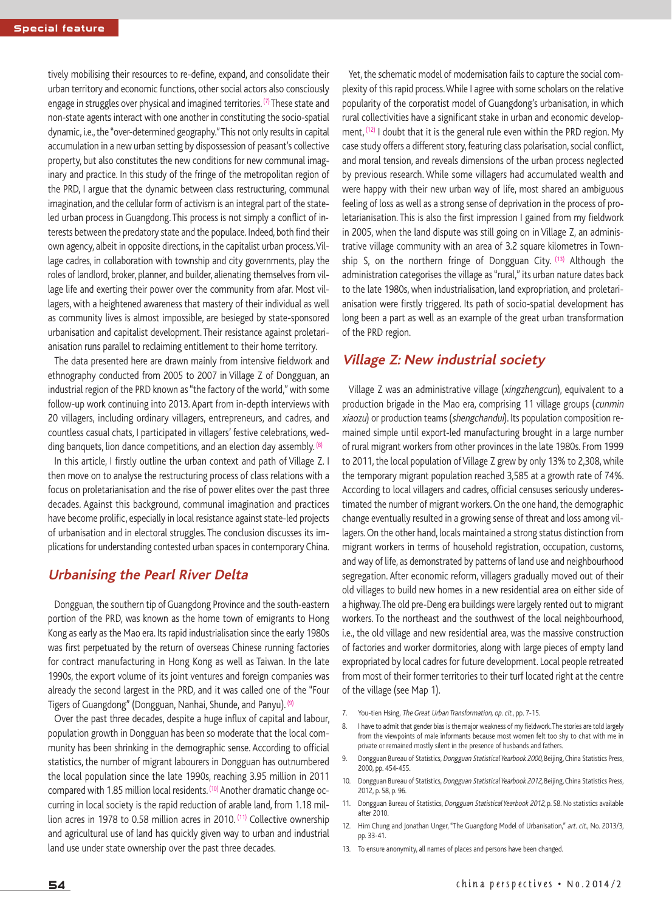tively mobilising their resources to re-define, expand, and consolidate their urban territory and economic functions, other social actors also consciously engage in struggles over physical and imagined territories. [7] These state and non-state agents interact with one another in constituting the socio-spatial dynamic, i.e., the "over-determined geography." This not only results in capital accumulation in a new urban setting by dispossession of peasant's collective property, but also constitutes the new conditions for new communal imaginary and practice. In this study of the fringe of the metropolitan region of the PRD, I argue that the dynamic between class restructuring, communal imagination, and the cellular form of activism is an integral part of the state-led urban process in Guangdong. This process is not simply a conflict of interests between the predatory state and the populace. Indeed, both find their own agency, albeit in opposite directions, in the capitalist urban process. Village cadres, in collaboration with township and city governments, play the roles of landlord, broker, planner, and builder, alienating themselves from village life and exerting their power over the community from afar. Most villagers, with a heightened awareness that mastery of their individual as well as community lives is almost impossible, are besieged by state-sponsored urbanisation and capitalist development. Their resistance against proletarianisation runs parallel to reclaiming entitlement to their home territory.

The data presented here are drawn mainly from intensive fieldwork and ethnography conducted from 2005 to 2007 in Village Z of Dongguan, an industrial region of the PRD known as "the factory of the world," with some follow-up work continuing into 2013. Apart from in-depth interviews with 20 villagers, including ordinary villagers, entrepreneurs, and cadres, and countless casual chats, I participated in villagers' festive celebrations, wedding banquets, lion dance competitions, and an election day assembly. [8]

In this article, I firstly outline the urban context and path of Village Z. I then move on to analyse the restructuring process of class relations with a focus on proletarianisation and the rise of power elites over the past three decades. Against this background, communal imagination and practices have become prolific, especially in local resistance against state-led projects of urbanisation and in electoral struggles. The conclusion discusses its implications for understanding contested urban spaces in contemporary China.

## Urbanising the Pearl River Delta

Dongguan, the southern tip of Guangdong Province and the south-eastern portion of the PRD, was known as the home town of emigrants to Hong Kong as early as the Mao era. Its rapid industrialisation since the early 1980s was first perpetuated by the return of overseas Chinese running factories for contract manufacturing in Hong Kong as well as Taiwan. In the late 1990s, the export volume of its joint ventures and foreign companies was already the second largest in the PRD, and it was called one of the "Four Tigers of Guangdong" (Dongguan, Nanhai, Shunde, and Panyu). [9]

Over the past three decades, despite a huge influx of capital and labour, population growth in Dongguan has been so moderate that the local community has been shrinking in the demographic sense. According to official statistics, the number of migrant labourers in Dongguan has outnumbered the local population since the late 1990s, reaching 3.95 million in 2011 compared with 1.85 million local residents. [10] Another dramatic change occurring in local society is the rapid reduction of arable land, from 1.18 million acres in 1978 to 0.58 million acres in 2010. [11] Collective ownership and agricultural use of land has quickly given way to urban and industrial land use under state ownership over the past three decades.

Yet, the schematic model of modernisation fails to capture the social complexity of this rapid process. While I agree with some scholars on the relative popularity of the corporatist model of Guangdong's urbanisation, in which rural collectivities have a significant stake in urban and economic development, [12] I doubt that it is the general rule even within the PRD region. My case study offers a different story, featuring class polarisation, social conflict, and moral tension, and reveals dimensions of the urban process neglected by previous research. While some villagers had accumulated wealth and were happy with their new urban way of life, most shared an ambiguous feeling of loss as well as a strong sense of deprivation in the process of proletarianisation. This is also the first impression I gained from my fieldwork in 2005, when the land dispute was still going on in Village Z, an administrative village community with an area of 3.2 square kilometres in Township S, on the northern fringe of Dongguan City. [13] Although the administration categorises the village as "rural," its urban nature dates back to the late 1980s, when industrialisation, land expropriation, and proletarianisation were firstly triggered. Its path of socio-spatial development has long been a part as well as an example of the great urban transformation of the PRD region.

## Village Z: New industrial society

Village Z was an administrative village (*xingzhengcun*), equivalent to a production brigade in the Mao era, comprising 11 village groups (*cunmin xiaozu*) or production teams (*shengchandui*). Its population composition remained simple until export-led manufacturing brought in a large number of rural migrant workers from other provinces in the late 1980s. From 1999 to 2011, the local population of Village Z grew by only 13% to 2,308, while the temporary migrant population reached 3,585 at a growth rate of 74%. According to local villagers and cadres, official censuses seriously underestimated the number of migrant workers. On the one hand, the demographic change eventually resulted in a growing sense of threat and loss among villagers. On the other hand, locals maintained a strong status distinction from migrant workers in terms of household registration, occupation, customs, and way of life, as demonstrated by patterns of land use and neighbourhood segregation. After economic reform, villagers gradually moved out of their old villages to build new homes in a new residential area on either side of a highway. The old pre-Deng era buildings were largely rented out to migrant workers. To the northeast and the southwest of the local neighbourhood, i.e., the old village and new residential area, was the massive construction of factories and worker dormitories, along with large pieces of empty land expropriated by local cadres for future development. Local people retreated from most of their former territories to their turf located right at the centre of the village (see Map 1).

7. You-tien Hsing, *The Great Urban Transformation*, *op. cit.*, pp. 7-15.
8. I have to admit that gender bias is the major weakness of my fieldwork. The stories are told largely from the viewpoints of male informants because most women felt too shy to chat with me in private or remained mostly silent in the presence of husbands and fathers.
9. Dongguan Bureau of Statistics, *Dongguan Statistical Yearbook 2000*, Beijing, China Statistics Press, 2000, pp. 454-455.
10. Dongguan Bureau of Statistics, *Dongguan Statistical Yearbook 2012*, Beijing, China Statistics Press, 2012, p. 58, p. 96.
11. Dongguan Bureau of Statistics, *Dongguan Statistical Yearbook 2012*, p. 58. No statistics available after 2010.
12. Him Chung and Jonathan Unger, "The Guangdong Model of Urbanisation," *art. cit.*, No. 2013/3, pp. 33-41.
13. To ensure anonymity, all names of places and persons have been changed.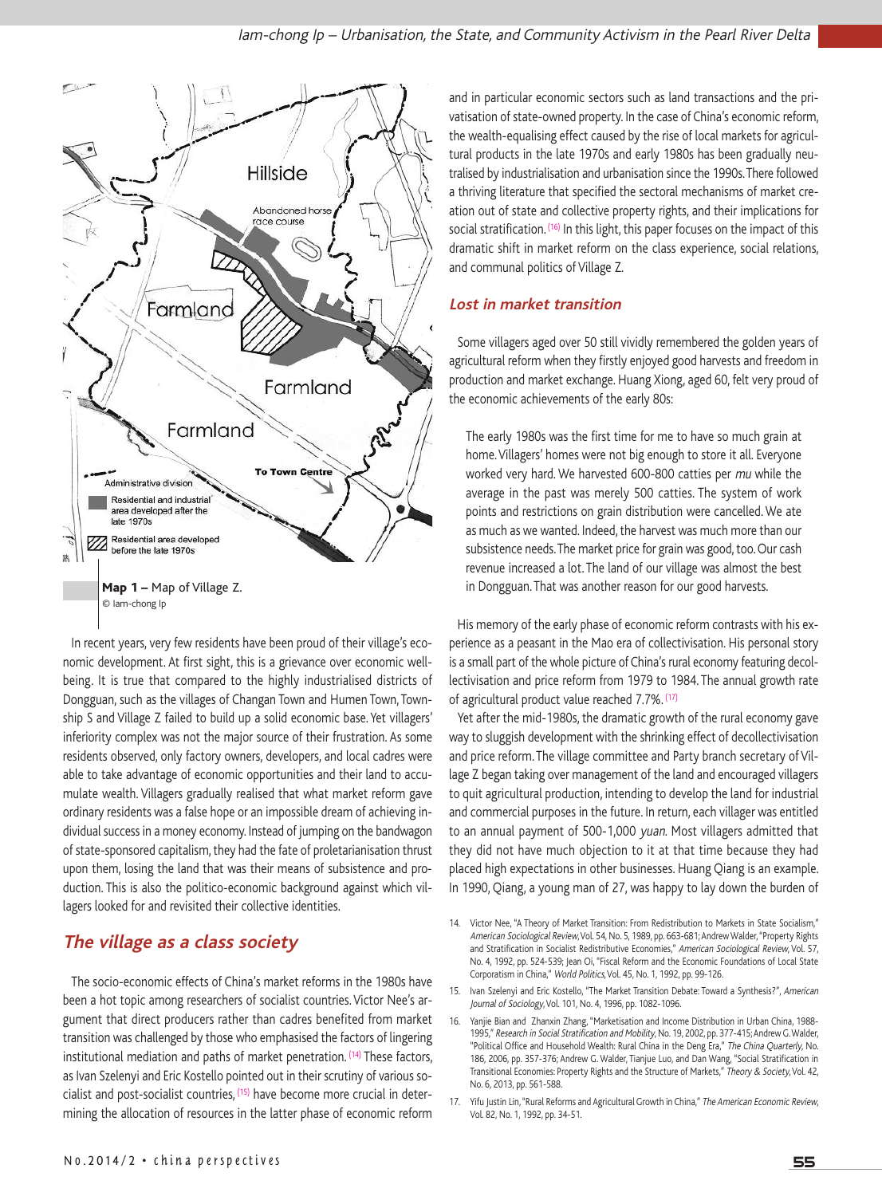**Map 1 –** Map of Village Z.
© Iam-chong Ip

In recent years, very few residents have been proud of their village's economic development. At first sight, this is a grievance over economic well-being. It is true that compared to the highly industrialised districts of Dongguan, such as the villages of Changan Town and Humen Town, Township S and Village Z failed to build up a solid economic base. Yet villagers' inferiority complex was not the major source of their frustration. As some residents observed, only factory owners, developers, and local cadres were able to take advantage of economic opportunities and their land to accumulate wealth. Villagers gradually realised that what market reform gave ordinary residents was a false hope or an impossible dream of achieving individual success in a money economy. Instead of jumping on the bandwagon of state-sponsored capitalism, they had the fate of proletarianisation thrust upon them, losing the land that was their means of subsistence and production. This is also the politico-economic background against which villagers looked for and revisited their collective identities.

## *The village as a class society*

The socio-economic effects of China's market reforms in the 1980s have been a hot topic among researchers of socialist countries. Victor Nee's argument that direct producers rather than cadres benefited from market transition was challenged by those who emphasised the factors of lingering institutional mediation and paths of market penetration. [14] These factors, as Ivan Szelenyi and Eric Kostello pointed out in their scrutiny of various socialist and post-socialist countries, [15] have become more crucial in determining the allocation of resources in the latter phase of economic reform and in particular economic sectors such as land transactions and the privatisation of state-owned property. In the case of China's economic reform, the wealth-equalising effect caused by the rise of local markets for agricultural products in the late 1970s and early 1980s has been gradually neutralised by industrialisation and urbanisation since the 1990s. There followed a thriving literature that specified the sectoral mechanisms of market creation out of state and collective property rights, and their implications for social stratification. [16] In this light, this paper focuses on the impact of this dramatic shift in market reform on the class experience, social relations, and communal politics of Village Z.

### *Lost in market transition*

Some villagers aged over 50 still vividly remembered the golden years of agricultural reform when they firstly enjoyed good harvests and freedom in production and market exchange. Huang Xiong, aged 60, felt very proud of the economic achievements of the early 80s:

> The early 1980s was the first time for me to have so much grain at home. Villagers' homes were not big enough to store it all. Everyone worked very hard. We harvested 600-800 catties per *mu* while the average in the past was merely 500 catties. The system of work points and restrictions on grain distribution were cancelled. We ate as much as we wanted. Indeed, the harvest was much more than our subsistence needs. The market price for grain was good, too. Our cash revenue increased a lot. The land of our village was almost the best in Dongguan. That was another reason for our good harvests.

His memory of the early phase of economic reform contrasts with his experience as a peasant in the Mao era of collectivisation. His personal story is a small part of the whole picture of China's rural economy featuring decollectivisation and price reform from 1979 to 1984. The annual growth rate of agricultural product value reached 7.7%. [17]

Yet after the mid-1980s, the dramatic growth of the rural economy gave way to sluggish development with the shrinking effect of decollectivisation and price reform. The village committee and Party branch secretary of Village Z began taking over management of the land and encouraged villagers to quit agricultural production, intending to develop the land for industrial and commercial purposes in the future. In return, each villager was entitled to an annual payment of 500-1,000 *yuan*. Most villagers admitted that they did not have much objection to it at that time because they had placed high expectations in other businesses. Huang Qiang is an example. In 1990, Qiang, a young man of 27, was happy to lay down the burden of

14. Victor Nee, "A Theory of Market Transition: From Redistribution to Markets in State Socialism," *American Sociological Review*, Vol. 54, No. 5, 1989, pp. 663-681; Andrew Walder, "Property Rights and Stratification in Socialist Redistributive Economies," *American Sociological Review*, Vol. 57, No. 4, 1992, pp. 524-539; Jean Oi, "Fiscal Reform and the Economic Foundations of Local State Corporatism in China," *World Politics*, Vol. 45, No. 1, 1992, pp. 99-126.
15. Ivan Szelenyi and Eric Kostello, "The Market Transition Debate: Toward a Synthesis?", *American Journal of Sociology*, Vol. 101, No. 4, 1996, pp. 1082-1096.
16. Yanjie Bian and Zhanxin Zhang, "Marketisation and Income Distribution in Urban China, 1988-1995," *Research in Social Stratification and Mobility*, No. 19, 2002, pp. 377-415; Andrew G. Walder, "Political Office and Household Wealth: Rural China in the Deng Era," *The China Quarterly*, No. 186, 2006, pp. 357-376; Andrew G. Walder, Tianjue Luo, and Dan Wang, "Social Stratification in Transitional Economies: Property Rights and the Structure of Markets," *Theory & Society*, Vol. 42, No. 6, 2013, pp. 561-588.
17. Yifu Justin Lin, "Rural Reforms and Agricultural Growth in China," *The American Economic Review*, Vol. 82, No. 1, 1992, pp. 34-51.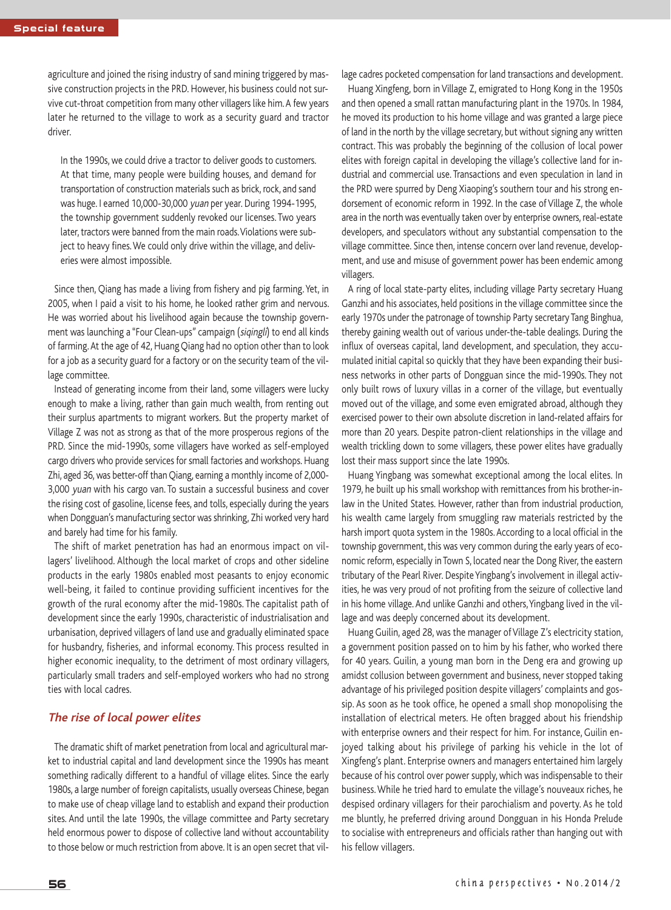agriculture and joined the rising industry of sand mining triggered by massive construction projects in the PRD. However, his business could not survive cut-throat competition from many other villagers like him. A few years later he returned to the village to work as a security guard and tractor driver.

> In the 1990s, we could drive a tractor to deliver goods to customers. At that time, many people were building houses, and demand for transportation of construction materials such as brick, rock, and sand was huge. I earned 10,000-30,000 *yuan* per year. During 1994-1995, the township government suddenly revoked our licenses. Two years later, tractors were banned from the main roads. Violations were subject to heavy fines. We could only drive within the village, and deliveries were almost impossible.

Since then, Qiang has made a living from fishery and pig farming. Yet, in 2005, when I paid a visit to his home, he looked rather grim and nervous. He was worried about his livelihood again because the township government was launching a "Four Clean-ups" campaign (*siqingli*) to end all kinds of farming. At the age of 42, Huang Qiang had no option other than to look for a job as a security guard for a factory or on the security team of the village committee.

Instead of generating income from their land, some villagers were lucky enough to make a living, rather than gain much wealth, from renting out their surplus apartments to migrant workers. But the property market of Village Z was not as strong as that of the more prosperous regions of the PRD. Since the mid-1990s, some villagers have worked as self-employed cargo drivers who provide services for small factories and workshops. Huang Zhi, aged 36, was better-off than Qiang, earning a monthly income of 2,000-3,000 *yuan* with his cargo van. To sustain a successful business and cover the rising cost of gasoline, license fees, and tolls, especially during the years when Dongguan's manufacturing sector was shrinking, Zhi worked very hard and barely had time for his family.

The shift of market penetration has had an enormous impact on villagers' livelihood. Although the local market of crops and other sideline products in the early 1980s enabled most peasants to enjoy economic well-being, it failed to continue providing sufficient incentives for the growth of the rural economy after the mid-1980s. The capitalist path of development since the early 1990s, characteristic of industrialisation and urbanisation, deprived villagers of land use and gradually eliminated space for husbandry, fisheries, and informal economy. This process resulted in higher economic inequality, to the detriment of most ordinary villagers, particularly small traders and self-employed workers who had no strong ties with local cadres.

## *The rise of local power elites*

The dramatic shift of market penetration from local and agricultural market to industrial capital and land development since the 1990s has meant something radically different to a handful of village elites. Since the early 1980s, a large number of foreign capitalists, usually overseas Chinese, began to make use of cheap village land to establish and expand their production sites. And until the late 1990s, the village committee and Party secretary held enormous power to dispose of collective land without accountability to those below or much restriction from above. It is an open secret that village cadres pocketed compensation for land transactions and development.

Huang Xingfeng, born in Village Z, emigrated to Hong Kong in the 1950s and then opened a small rattan manufacturing plant in the 1970s. In 1984, he moved its production to his home village and was granted a large piece of land in the north by the village secretary, but without signing any written contract. This was probably the beginning of the collusion of local power elites with foreign capital in developing the village's collective land for industrial and commercial use. Transactions and even speculation in land in the PRD were spurred by Deng Xiaoping's southern tour and his strong endorsement of economic reform in 1992. In the case of Village Z, the whole area in the north was eventually taken over by enterprise owners, real-estate developers, and speculators without any substantial compensation to the village committee. Since then, intense concern over land revenue, development, and use and misuse of government power has been endemic among villagers.

A ring of local state-party elites, including village Party secretary Huang Ganzhi and his associates, held positions in the village committee since the early 1970s under the patronage of township Party secretary Tang Binghua, thereby gaining wealth out of various under-the-table dealings. During the influx of overseas capital, land development, and speculation, they accumulated initial capital so quickly that they have been expanding their business networks in other parts of Dongguan since the mid-1990s. They not only built rows of luxury villas in a corner of the village, but eventually moved out of the village, and some even emigrated abroad, although they exercised power to their own absolute discretion in land-related affairs for more than 20 years. Despite patron-client relationships in the village and wealth trickling down to some villagers, these power elites have gradually lost their mass support since the late 1990s.

Huang Yingbang was somewhat exceptional among the local elites. In 1979, he built up his small workshop with remittances from his brother-in-law in the United States. However, rather than from industrial production, his wealth came largely from smuggling raw materials restricted by the harsh import quota system in the 1980s. According to a local official in the township government, this was very common during the early years of economic reform, especially in Town S, located near the Dong River, the eastern tributary of the Pearl River. Despite Yingbang's involvement in illegal activities, he was very proud of not profiting from the seizure of collective land in his home village. And unlike Ganzhi and others, Yingbang lived in the village and was deeply concerned about its development.

Huang Guilin, aged 28, was the manager of Village Z's electricity station, a government position passed on to him by his father, who worked there for 40 years. Guilin, a young man born in the Deng era and growing up amidst collusion between government and business, never stopped taking advantage of his privileged position despite villagers' complaints and gossip. As soon as he took office, he opened a small shop monopolising the installation of electrical meters. He often bragged about his friendship with enterprise owners and their respect for him. For instance, Guilin enjoyed talking about his privilege of parking his vehicle in the lot of Xingfeng's plant. Enterprise owners and managers entertained him largely because of his control over power supply, which was indispensable to their business. While he tried hard to emulate the village's nouveaux riches, he despised ordinary villagers for their parochialism and poverty. As he told me bluntly, he preferred driving around Dongguan in his Honda Prelude to socialise with entrepreneurs and officials rather than hanging out with his fellow villagers.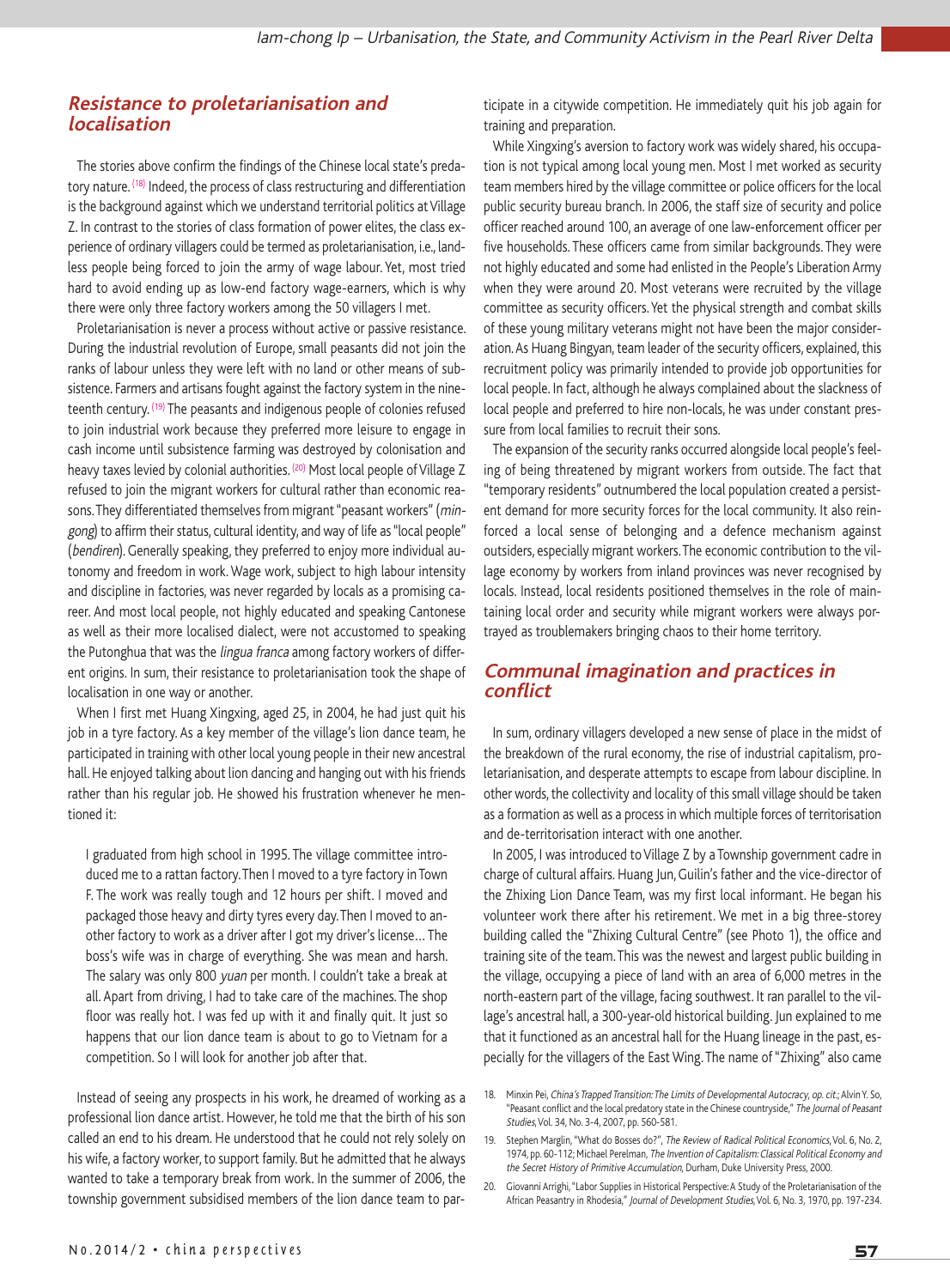## *Resistance to proletarianisation and localisation*

The stories above confirm the findings of the Chinese local state's predatory nature.[18] Indeed, the process of class restructuring and differentiation is the background against which we understand territorial politics at Village Z. In contrast to the stories of class formation of power elites, the class experience of ordinary villagers could be termed as proletarianisation, i.e., landless people being forced to join the army of wage labour. Yet, most tried hard to avoid ending up as low-end factory wage-earners, which is why there were only three factory workers among the 50 villagers I met.

Proletarianisation is never a process without active or passive resistance. During the industrial revolution of Europe, small peasants did not join the ranks of labour unless they were left with no land or other means of subsistence. Farmers and artisans fought against the factory system in the nineteenth century.[19] The peasants and indigenous people of colonies refused to join industrial work because they preferred more leisure to engage in cash income until subsistence farming was destroyed by colonisation and heavy taxes levied by colonial authorities.[20] Most local people of Village Z refused to join the migrant workers for cultural rather than economic reasons. They differentiated themselves from migrant "peasant workers" (*mingong*) to affirm their status, cultural identity, and way of life as "local people" (*bendiren*). Generally speaking, they preferred to enjoy more individual autonomy and freedom in work. Wage work, subject to high labour intensity and discipline in factories, was never regarded by locals as a promising career. And most local people, not highly educated and speaking Cantonese as well as their more localised dialect, were not accustomed to speaking the Putonghua that was the *lingua franca* among factory workers of different origins. In sum, their resistance to proletarianisation took the shape of localisation in one way or another.

When I first met Huang Xingxing, aged 25, in 2004, he had just quit his job in a tyre factory. As a key member of the village's lion dance team, he participated in training with other local young people in their new ancestral hall. He enjoyed talking about lion dancing and hanging out with his friends rather than his regular job. He showed his frustration whenever he mentioned it:

> I graduated from high school in 1995. The village committee introduced me to a rattan factory. Then I moved to a tyre factory in Town F. The work was really tough and 12 hours per shift. I moved and packaged those heavy and dirty tyres every day. Then I moved to another factory to work as a driver after I got my driver's license… The boss's wife was in charge of everything. She was mean and harsh. The salary was only 800 *yuan* per month. I couldn't take a break at all. Apart from driving, I had to take care of the machines. The shop floor was really hot. I was fed up with it and finally quit. It just so happens that our lion dance team is about to go to Vietnam for a competition. So I will look for another job after that.

Instead of seeing any prospects in his work, he dreamed of working as a professional lion dance artist. However, he told me that the birth of his son called an end to his dream. He understood that he could not rely solely on his wife, a factory worker, to support family. But he admitted that he always wanted to take a temporary break from work. In the summer of 2006, the township government subsidised members of the lion dance team to participate in a citywide competition. He immediately quit his job again for training and preparation.

While Xingxing's aversion to factory work was widely shared, his occupation is not typical among local young men. Most I met worked as security team members hired by the village committee or police officers for the local public security bureau branch. In 2006, the staff size of security and police officer reached around 100, an average of one law-enforcement officer per five households. These officers came from similar backgrounds. They were not highly educated and some had enlisted in the People's Liberation Army when they were around 20. Most veterans were recruited by the village committee as security officers. Yet the physical strength and combat skills of these young military veterans might not have been the major consideration. As Huang Bingyan, team leader of the security officers, explained, this recruitment policy was primarily intended to provide job opportunities for local people. In fact, although he always complained about the slackness of local people and preferred to hire non-locals, he was under constant pressure from local families to recruit their sons.

The expansion of the security ranks occurred alongside local people's feeling of being threatened by migrant workers from outside. The fact that "temporary residents" outnumbered the local population created a persistent demand for more security forces for the local community. It also reinforced a local sense of belonging and a defence mechanism against outsiders, especially migrant workers. The economic contribution to the village economy by workers from inland provinces was never recognised by locals. Instead, local residents positioned themselves in the role of maintaining local order and security while migrant workers were always portrayed as troublemakers bringing chaos to their home territory.

## *Communal imagination and practices in conflict*

In sum, ordinary villagers developed a new sense of place in the midst of the breakdown of the rural economy, the rise of industrial capitalism, proletarianisation, and desperate attempts to escape from labour discipline. In other words, the collectivity and locality of this small village should be taken as a formation as well as a process in which multiple forces of territorisation and de-territorisation interact with one another.

In 2005, I was introduced to Village Z by a Township government cadre in charge of cultural affairs. Huang Jun, Guilin's father and the vice-director of the Zhixing Lion Dance Team, was my first local informant. He began his volunteer work there after his retirement. We met in a big three-storey building called the "Zhixing Cultural Centre" (see Photo 1), the office and training site of the team. This was the newest and largest public building in the village, occupying a piece of land with an area of 6,000 metres in the north-eastern part of the village, facing southwest. It ran parallel to the village's ancestral hall, a 300-year-old historical building. Jun explained to me that it functioned as an ancestral hall for the Huang lineage in the past, especially for the villagers of the East Wing. The name of "Zhixing" also came

---

18. Minxin Pei, *China's Trapped Transition: The Limits of Developmental Autocracy*, *op. cit.*; Alvin Y. So, "Peasant conflict and the local predatory state in the Chinese countryside," *The Journal of Peasant Studies*, Vol. 34, No. 3-4, 2007, pp. 560-581.
19. Stephen Marglin, "What do Bosses do?", *The Review of Radical Political Economics*, Vol. 6, No. 2, 1974, pp. 60-112; Michael Perelman, *The Invention of Capitalism: Classical Political Economy and the Secret History of Primitive Accumulation*, Durham, Duke University Press, 2000.
20. Giovanni Arrighi, "Labor Supplies in Historical Perspective: A Study of the Proletarianisation of the African Peasantry in Rhodesia," *Journal of Development Studies*, Vol. 6, No. 3, 1970, pp. 197-234.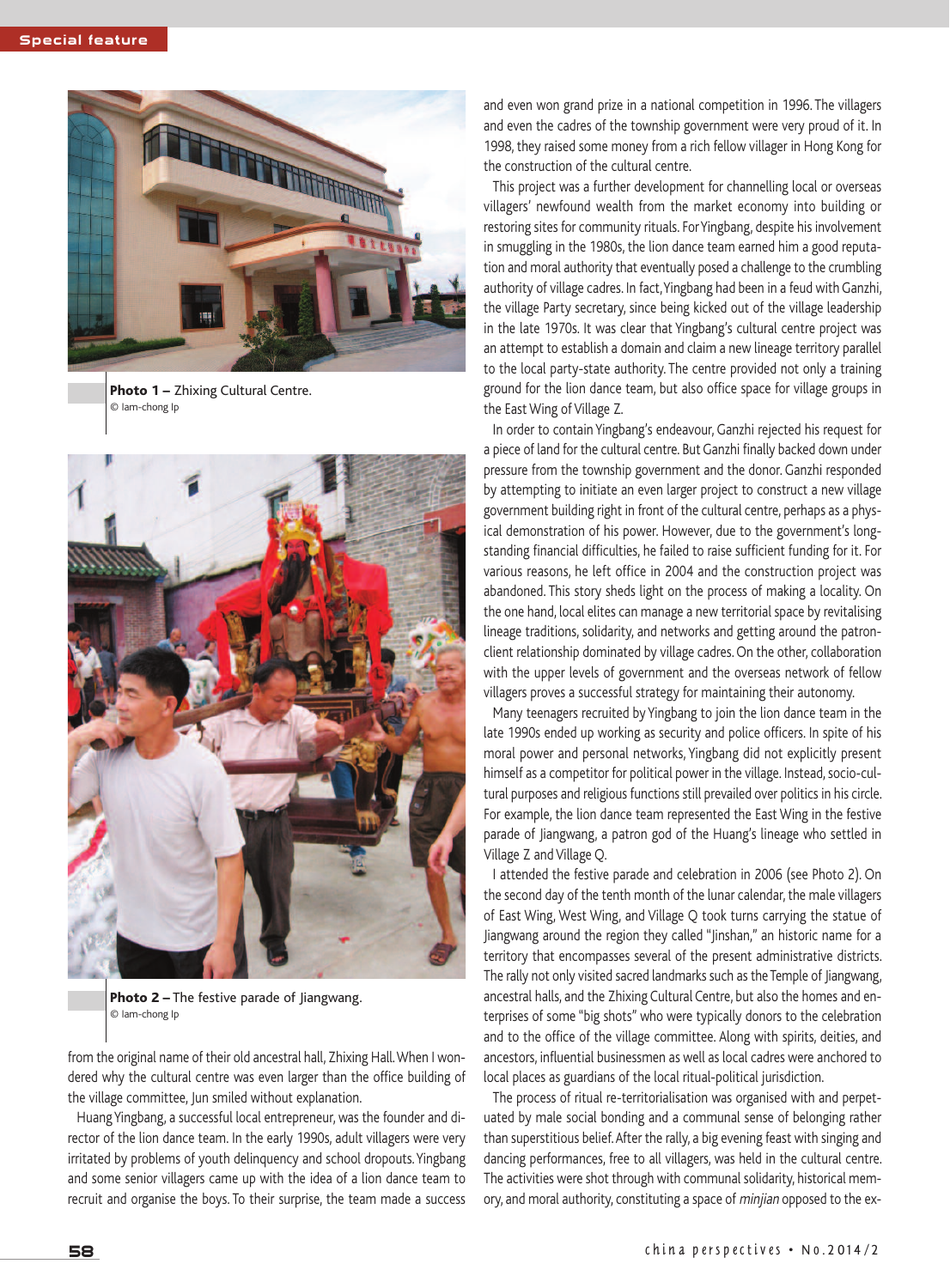Photo 1 – Zhixing Cultural Centre.
© Iam-chong Ip

Photo 2 – The festive parade of Jiangwang.
© Iam-chong Ip

from the original name of their old ancestral hall, Zhixing Hall. When I wondered why the cultural centre was even larger than the office building of the village committee, Jun smiled without explanation.

Huang Yingbang, a successful local entrepreneur, was the founder and director of the lion dance team. In the early 1990s, adult villagers were very irritated by problems of youth delinquency and school dropouts. Yingbang and some senior villagers came up with the idea of a lion dance to recruit and organise the boys. To their surprise, the team made a success and even won grand prize in a national competition in 1996. The villagers and even the cadres of the township government were very proud of it. In 1998, they raised some money from a rich fellow villager in Hong Kong for the construction of the cultural centre.

This project was a further development for channelling local or overseas villagers' newfound wealth from the market economy into building or restoring sites for community rituals. For Yingbang, despite his involvement in smuggling in the 1980s, the lion dance team earned him a good reputation and moral authority that eventually posed a challenge to the crumbling authority of village cadres. In fact, Yingbang had been in a feud with Ganzhi, the village Party secretary, since being kicked out of the village leadership in the late 1970s. It was clear that Yingbang's cultural centre project was an attempt to establish a domain and claim a new lineage territory parallel to the local party-state authority. The centre provided not only a training ground for the lion dance team, but also office space for village groups in the East Wing of Village Z.

In order to contain Yingbang's endeavour, Ganzhi rejected his request for a piece of land for the cultural centre. But Ganzhi finally backed down under pressure from the township government and the donor. Ganzhi responded by attempting to initiate an even larger project to construct a new village government building right in front of the cultural centre, perhaps as a physical demonstration of his power. However, due to the government's long-standing financial difficulties, he failed to raise sufficient funding for it. For various reasons, he left office in 2004 and the construction project was abandoned. This story sheds light on the process of making a locality. On the one hand, local elites can manage a new territorial space by revitalising lineage traditions, solidarity, and networks and getting around the patron-client relationship dominated by village cadres. On the other, collaboration with the upper levels of government and the overseas network of fellow villagers proves a successful strategy for maintaining their autonomy.

Many teenagers recruited by Yingbang to join the lion dance team in the late 1990s ended up working as security and police officers. In spite of his moral power and personal networks, Yingbang did not explicitly present himself as a competitor for political power in the village. Instead, socio-cultural purposes and religious functions still prevailed over politics in his circle. For example, the lion dance team represented the East Wing in the festive parade of Jiangwang, a patron god of the Huang's lineage who settled in Village Z and Village Q.

I attended the festive parade and celebration in 2006 (see Photo 2). On the second day of the tenth month of the lunar calendar, the male villagers of East Wing, West Wing, and Village Q took turns carrying the statue of Jiangwang around the region they called "Jinshan," an historic name for a territory that encompasses several of the present administrative districts. The rally not only visited sacred landmarks such as the Temple of Jiangwang, ancestral halls, and the Zhixing Cultural Centre, but also the homes and enterprises of some "big shots" who were typically donors to the celebration and to the office of the village committee. Along with spirits, deities, and ancestors, influential businessmen as well as local cadres were anchored to local places as guardians of the local ritual-political jurisdiction.

The process of ritual re-territorialisation was organised with and perpetuated by male social bonding and a communal sense of belonging rather than superstitious belief. After the rally, a big evening feast with singing and dancing performances, free to all villagers, was held in the cultural centre. The activities were shot through with communal solidarity, historical memory, and moral authority, constituting a space of *minjian* opposed to the ex-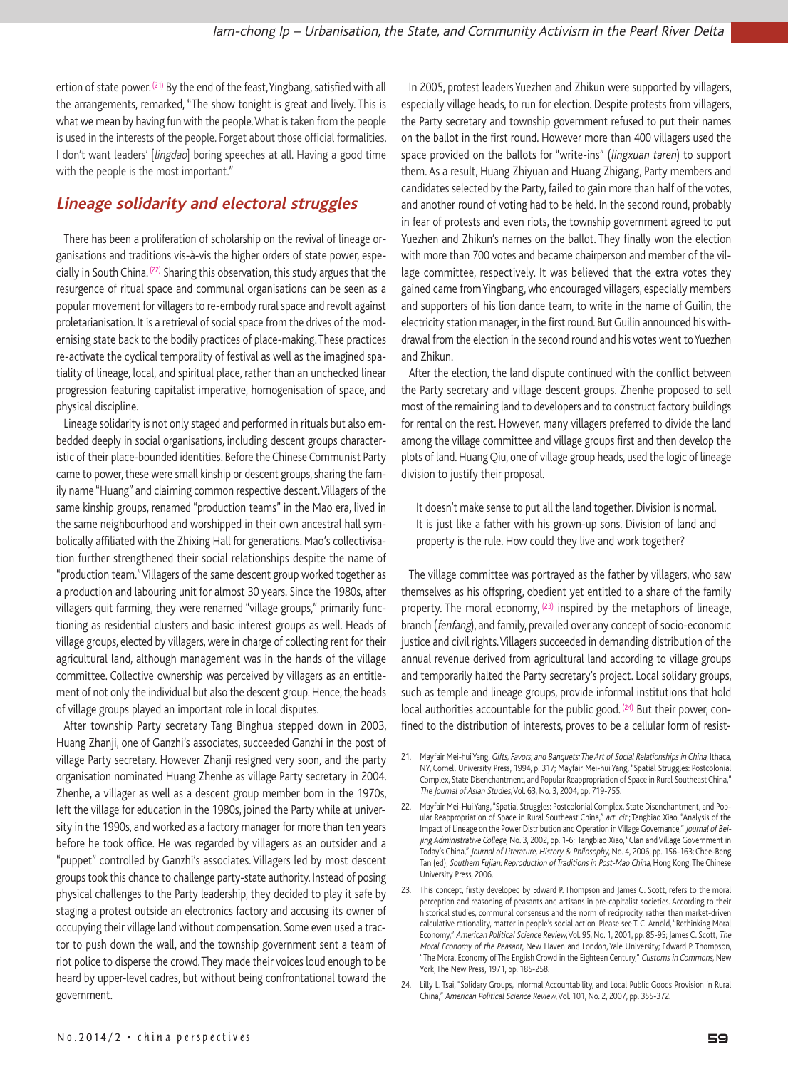ertion of state power.[21] By the end of the feast, Yingbang, satisfied with all the arrangements, remarked, "The show tonight is great and lively. This is what we mean by having fun with the people. What is taken from the people is used in the interests of the people. Forget about those official formalities. I don't want leaders' [*lingdao*] boring speeches at all. Having a good time with the people is the most important."

## Lineage solidarity and electoral struggles

There has been a proliferation of scholarship on the revival of lineage organisations and traditions vis-à-vis the higher orders of state power, especially in South China.[22] Sharing this observation, this study argues that the resurgence of ritual space and communal organisations can be seen as a popular movement for villagers to re-embody rural space and revolt against proletarianisation. It is a retrieval of social space from the drives of the modernising state back to the bodily practices of place-making. These practices re-activate the cyclical temporality of festival as well as the imagined spatiality of lineage, local, and spiritual place, rather than an unchecked linear progression featuring capitalist imperative, homogenisation of space, and physical discipline.

Lineage solidarity is not only staged and performed in rituals but also embedded deeply in social organisations, including descent groups characteristic of their place-bounded identities. Before the Chinese Communist Party came to power, these were small kinship or descent groups, sharing the family name "Huang" and claiming common respective descent. Villagers of the same kinship groups, renamed "production teams" in the Mao era, lived in the same neighbourhood and worshipped in their own ancestral hall symbolically affiliated with the Zhixing Hall for generations. Mao's collectivisation further strengthened their social relationships despite the name of "production team." Villagers of the same descent group worked together as a production and labouring unit for almost 30 years. Since the 1980s, after villagers quit farming, they were renamed "village groups," primarily functioning as residential clusters and basic interest groups as well. Heads of village groups, elected by villagers, were in charge of collecting rent for their agricultural land, although management was in the hands of the village committee. Collective ownership was perceived by villagers as an entitlement of not only the individual but also the descent group. Hence, the heads of village groups played an important role in local disputes.

After township Party secretary Tang Binghua stepped down in 2003, Huang Zhanji, one of Ganzhi's associates, succeeded Ganzhi in the post of village Party secretary. However Zhanji resigned very soon, and the party organisation nominated Huang Zhenhe as village Party secretary in 2004. Zhenhe, a villager as well as a descent group member born in the 1970s, left the village for education in the 1980s, joined the Party while at university in the 1990s, and worked as a factory manager for more than ten years before he took office. He was regarded by villagers as an outsider and a "puppet" controlled by Ganzhi's associates. Villagers led by most descent groups took this chance to challenge party-state authority. Instead of posing physical challenges to the Party leadership, they decided to play it safe by staging a protest outside an electronics factory and accusing its owner of occupying their village land without compensation. Some even used a tractor to push down the wall, and the township government sent a team of riot police to disperse the crowd. They made their voices loud enough to be heard by upper-level cadres, but without being confrontational toward the government.

In 2005, protest leaders Yuezhen and Zhikun were supported by villagers, especially village heads, to run for election. Despite protests from villagers, the Party secretary and township government refused to put their names on the ballot in the first round. However more than 400 villagers used the space provided on the ballots for "write-ins" (*lingxuan taren*) to support them. As a result, Huang Zhiyuan and Huang Zhigang, Party members and candidates selected by the Party, failed to gain more than half of the votes, and another round of voting had to be held. In the second round, probably in fear of protests and even riots, the township government agreed to put Yuezhen and Zhikun's names on the ballot. They finally won the election with more than 700 votes and became chairperson and member of the village committee, respectively. It was believed that the extra votes they gained came from Yingbang, who encouraged villagers, especially members and supporters of his lion dance team, to write in the name of Guilin, the electricity station manager, in the first round. But Guilin announced his withdrawal from the election in the second round and his votes went to Yuezhen and Zhikun.

After the election, the land dispute continued with the conflict between the Party secretary and village descent groups. Zhenhe proposed to sell most of the remaining land to developers and to construct factory buildings for rental on the rest. However, many villagers preferred to divide the land among the village committee and village groups first and then develop the plots of land. Huang Qiu, one of village group heads, used the logic of lineage division to justify their proposal.

> It doesn't make sense to put all the land together. Division is normal. It is just like a father with his grown-up sons. Division of land and property is the rule. How could they live and work together?

The village committee was portrayed as the father by villagers, who saw themselves as his offspring, obedient yet entitled to a share of the family property. The moral economy,[23] inspired by the metaphors of lineage, branch (*fenfang*), and family, prevailed over any concept of socio-economic justice and civil rights. Villagers succeeded in demanding distribution of the annual revenue derived from agricultural land according to village groups and temporarily halted the Party secretary's project. Local solidary groups, such as temple and lineage groups, provide informal institutions that hold local authorities accountable for the public good.[24] But their power, confined to the distribution of interests, proves to be a cellular form of resist-

21. Mayfair Mei-hui Yang, *Gifts, Favors, and Banquets: The Art of Social Relationships in China*, Ithaca, NY, Cornell University Press, 1994, p. 317; Mayfair Mei-hui Yang, "Spatial Struggles: Postcolonial Complex, State Disenchantment, and Popular Reappropriation of Space in Rural Southeast China," *The Journal of Asian Studies*, Vol. 63, No. 3, 2004, pp. 719-755.

22. Mayfair Mei-Hui Yang, "Spatial Struggles: Postcolonial Complex, State Disenchantment, and Popular Reappropriation of Space in Rural Southeast China," *art. cit.*; Tangbiao Xiao, "Analysis of the Impact of Lineage on the Power Distribution and Operation in Village Governance," *Journal of Beijing Administrative College*, No. 3, 2002, pp. 1-6; Tangbiao Xiao, "Clan and Village Government in Today's China," *Journal of Literature, History & Philosophy*, No. 4, 2006, pp. 156-163; Chee-Beng Tan (ed), *Southern Fujian: Reproduction of Traditions in Post-Mao China*, Hong Kong, The Chinese University Press, 2006.

23. This concept, firstly developed by Edward P. Thompson and James C. Scott, refers to the moral perception and reasoning of peasants and artisans in pre-capitalist societies. According to their historical studies, communal consensus and the norm of reciprocity, rather than market-driven calculative rationality, matter in people's social action. Please see T. C. Arnold, "Rethinking Moral Economy," *American Political Science Review*, Vol. 95, No. 1, 2001, pp. 85-95; James C. Scott, *The Moral Economy of the Peasant*, New Haven and London, Yale University; Edward P. Thompson, "The Moral Economy of The English Crowd in the Eighteen Century," *Customs in Commons*, New York, The New Press, 1971, pp. 185-258.

24. Lilly L. Tsai, "Solidary Groups, Informal Accountability, and Local Public Goods Provision in Rural China," *American Political Science Review*, Vol. 101, No. 2, 2007, pp. 355-372.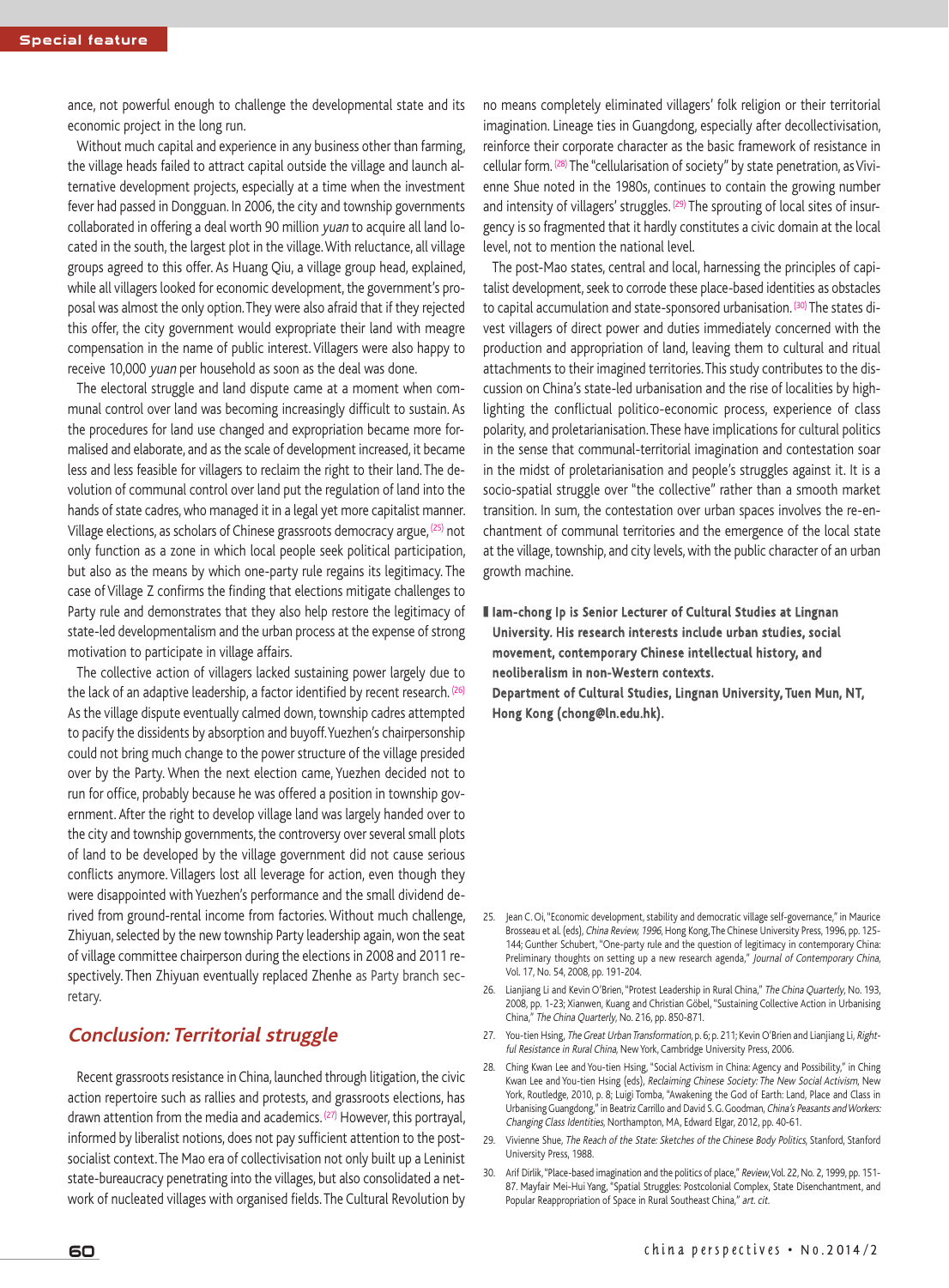ance, not powerful enough to challenge the developmental state and its economic project in the long run.

Without much capital and experience in any business other than farming, the village heads failed to attract capital outside the village and launch alternative development projects, especially at a time when the investment fever had passed in Dongguan. In 2006, the city and township governments collaborated in offering a deal worth 90 million *yuan* to acquire all land located in the south, the largest plot in the village. With reluctance, all village groups agreed to this offer. As Huang Qiu, a village group head, explained, while all villagers looked for economic development, the government's proposal was almost the only option. They were also afraid that if they rejected this offer, the city government would expropriate their land with meagre compensation in the name of public interest. Villagers were also happy to receive 10,000 *yuan* per household as soon as the deal was done.

The electoral struggle and land dispute came at a moment when communal control over land was becoming increasingly difficult to sustain. As the procedures for land use changed and expropriation became more formalised and elaborate, and as the scale of development increased, it became less and less feasible for villagers to reclaim the right to their land. The devolution of communal control over land put the regulation of land into the hands of state cadres, who managed it in a legal yet more capitalist manner. Village elections, as scholars of Chinese grassroots democracy argue,[25] not only function as a zone in which local people seek political participation, but also as the means by which one-party rule regains its legitimacy. The case of Village Z confirms the finding that elections mitigate challenges to Party rule and demonstrates that they also help restore the legitimacy of state-led developmentalism and the urban process at the expense of strong motivation to participate in village affairs.

The collective action of villagers lacked sustaining power largely due to the lack of an adaptive leadership, a factor identified by recent research.[26] As the village dispute eventually calmed down, township cadres attempted to pacify the dissidents by absorption and buyoff. Yuezhen's chairpersonship could not bring much change to the power structure of the village presided over by the Party. When the next election came, Yuezhen decided not to run for office, probably because he was offered a position in township government. After the right to develop village land was largely handed over to the city and township governments, the controversy over several small plots of land to be developed by the village government did not cause serious conflicts anymore. Villagers lost all leverage for action, even though they were disappointed with Yuezhen's performance and the small dividend derived from ground-rental income from factories. Without much challenge, Zhiyuan, selected by the new township Party leadership again, won the seat of village committee chairperson during the elections in 2008 and 2011 respectively. Then Zhiyuan eventually replaced Zhenhe as Party branch secretary.

## Conclusion: Territorial struggle

Recent grassroots resistance in China, launched through litigation, the civic action repertoire such as rallies and protests, and grassroots elections, has drawn attention from the media and academics.[27] However, this portrayal, informed by liberalist notions, does not pay sufficient attention to the post-socialist context. The Mao era of collectivisation not only built up a Leninist state-bureaucracy penetrating into the villages, but also consolidated a network of nucleated villages with organised fields. The Cultural Revolution by no means completely eliminated villagers' folk religion or their territorial imagination. Lineage ties in Guangdong, especially after decollectivisation, reinforce their corporate character as the basic framework of resistance in cellular form.[28] The "cellularisation of society" by state penetration, as Vivienne Shue noted in the 1980s, continues to contain the growing number and intensity of villagers' struggles.[29] The sprouting of local sites of insurgency is so fragmented that it hardly constitutes a civic domain at the local level, not to mention the national level.

The post-Mao states, central and local, harnessing the principles of capitalist development, seek to corrode these place-based identities as obstacles to capital accumulation and state-sponsored urbanisation.[30] The states divest villagers of direct power and duties immediately concerned with the production and appropriation of land, leaving them to cultural and ritual attachments to their imagined territories. This study contributes to the discussion on China's state-led urbanisation and the rise of localities by highlighting the conflictual politico-economic process, experience of class polarity, and proletarianisation. These have implications for cultural politics in the sense that communal-territorial imagination and contestation soar in the midst of proletarianisation and people's struggles against it. It is a socio-spatial struggle over "the collective" rather than a smooth market transition. In sum, the contestation over urban spaces involves the re-enchantment of communal territories and the emergence of the local state at the village, township, and city levels, with the public character of an urban growth machine.

**Iam-chong Ip is Senior Lecturer of Cultural Studies at Lingnan University. His research interests include urban studies, social movement, contemporary Chinese intellectual history, and neoliberalism in non-Western contexts.**
**Department of Cultural Studies, Lingnan University, Tuen Mun, NT, Hong Kong (chong@ln.edu.hk).**

25. Jean C. Oi, "Economic development, stability and democratic village self-governance," in Maurice Brosseau et al. (eds), *China Review, 1996*, Hong Kong, The Chinese University Press, 1996, pp. 125-144; Gunther Schubert, "One-party rule and the question of legitimacy in contemporary China: Preliminary thoughts on setting up a new research agenda," *Journal of Contemporary China*, Vol. 17, No. 54, 2008, pp. 191-204.
26. Lianjiang Li and Kevin O'Brien, "Protest Leadership in Rural China," *The China Quarterly*, No. 193, 2008, pp. 1-23; Xianwen, Kuang and Christian Göbel, "Sustaining Collective Action in Urbanising China," *The China Quarterly*, No. 216, pp. 850-871.
27. You-tien Hsing, *The Great Urban Transformation*, p. 6; p. 211; Kevin O'Brien and Lianjiang Li, *Rightful Resistance in Rural China*, New York, Cambridge University Press, 2006.
28. Ching Kwan Lee and You-tien Hsing, "Social Activism in China: Agency and Possibility," in Ching Kwan Lee and You-tien Hsing (eds), *Reclaiming Chinese Society: The New Social Activism*, New York, Routledge, 2010, p. 8; Luigi Tomba, "Awakening the God of Earth: Land, Place and Class in Urbanising Guangdong," in Beatriz Carrillo and David S. G. Goodman, *China's Peasants and Workers: Changing Class Identities*, Northampton, MA, Edward Elgar, 2012, pp. 40-61.
29. Vivienne Shue, *The Reach of the State: Sketches of the Chinese Body Politics*, Stanford, Stanford University Press, 1988.
30. Arif Dirlik, "Place-based imagination and the politics of place," *Review*, Vol. 22, No. 2, 1999, pp. 151-87. Mayfair Mei-Hui Yang, "Spatial Struggles: Postcolonial Complex, State Disenchantment, and Popular Reappropriation of Space in Rural Southeast China," *art. cit.*